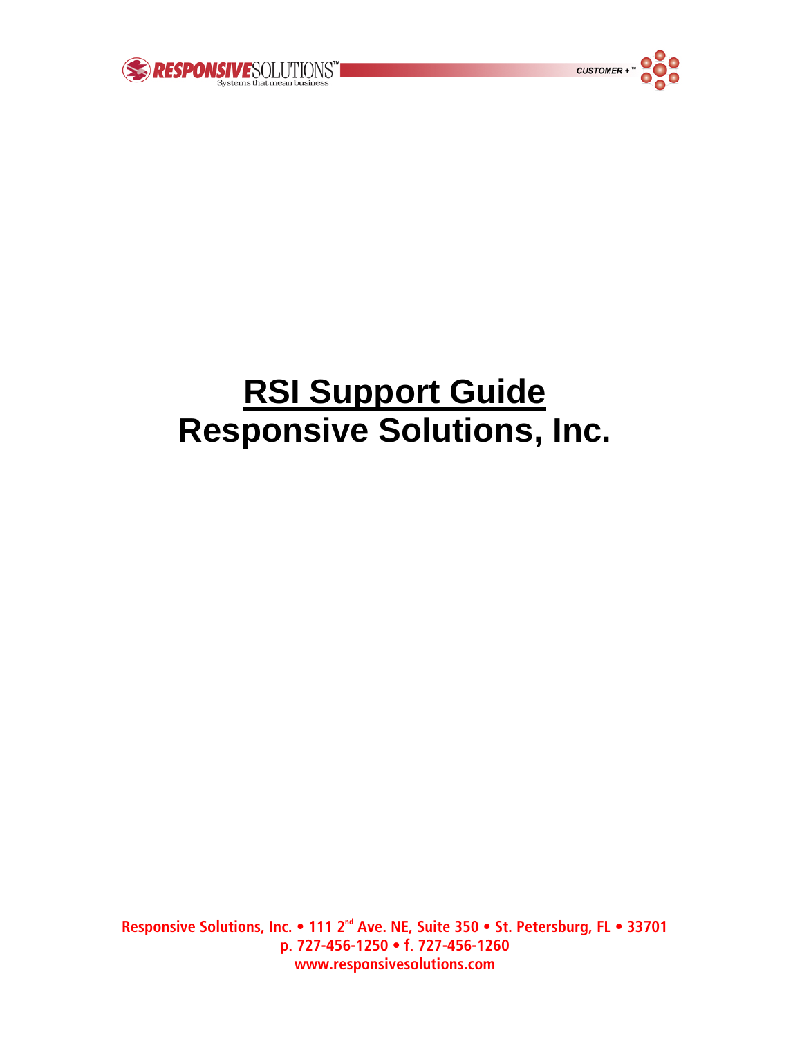# RSI Support Guide

# Responsive Solutions, Inc.

Responsive Solutions, Inc. • 111 2nd Ave. NE, Suite 350 • St. Petersburg, FL • 33701
p. 727-456-1250 • f. 727-456-1260
www.responsivesolutions.com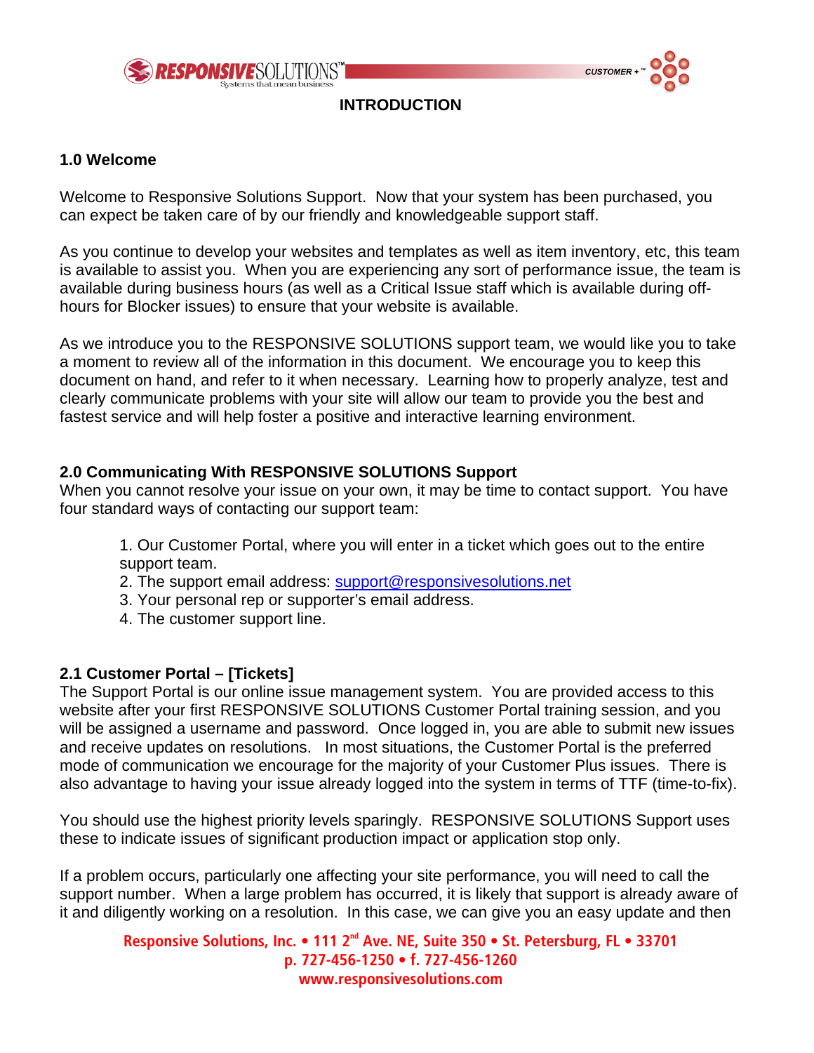# INTRODUCTION

## 1.0 Welcome

Welcome to Responsive Solutions Support. Now that your system has been purchased, you can expect be taken care of by our friendly and knowledgeable support staff.

As you continue to develop your websites and templates as well as item inventory, etc, this team is available to assist you. When you are experiencing any sort of performance issue, the team is available during business hours (as well as a Critical Issue staff which is available during off-hours for Blocker issues) to ensure that your website is available.

As we introduce you to the RESPONSIVE SOLUTIONS support team, we would like you to take a moment to review all of the information in this document. We encourage you to keep this document on hand, and refer to it when necessary. Learning how to properly analyze, test and clearly communicate problems with your site will allow our team to provide you the best and fastest service and will help foster a positive and interactive learning environment.

## 2.0 Communicating With RESPONSIVE SOLUTIONS Support

When you cannot resolve your issue on your own, it may be time to contact support. You have four standard ways of contacting our support team:

1. Our Customer Portal, where you will enter in a ticket which goes out to the entire support team.
2. The support email address: support@responsivesolutions.net
3. Your personal rep or supporter's email address.
4. The customer support line.

## 2.1 Customer Portal – [Tickets]

The Support Portal is our online issue management system. You are provided access to this website after your first RESPONSIVE SOLUTIONS Customer Portal training session, and you will be assigned a username and password. Once logged in, you are able to submit new issues and receive updates on resolutions. In most situations, the Customer Portal is the preferred mode of communication we encourage for the majority of your Customer Plus issues. There is also advantage to having your issue already logged into the system in terms of TTF (time-to-fix).

You should use the highest priority levels sparingly. RESPONSIVE SOLUTIONS Support uses these to indicate issues of significant production impact or application stop only.

If a problem occurs, particularly one affecting your site performance, you will need to call the support number. When a large problem has occurred, it is likely that support is already aware of it and diligently working on a resolution. In this case, we can give you an easy update and then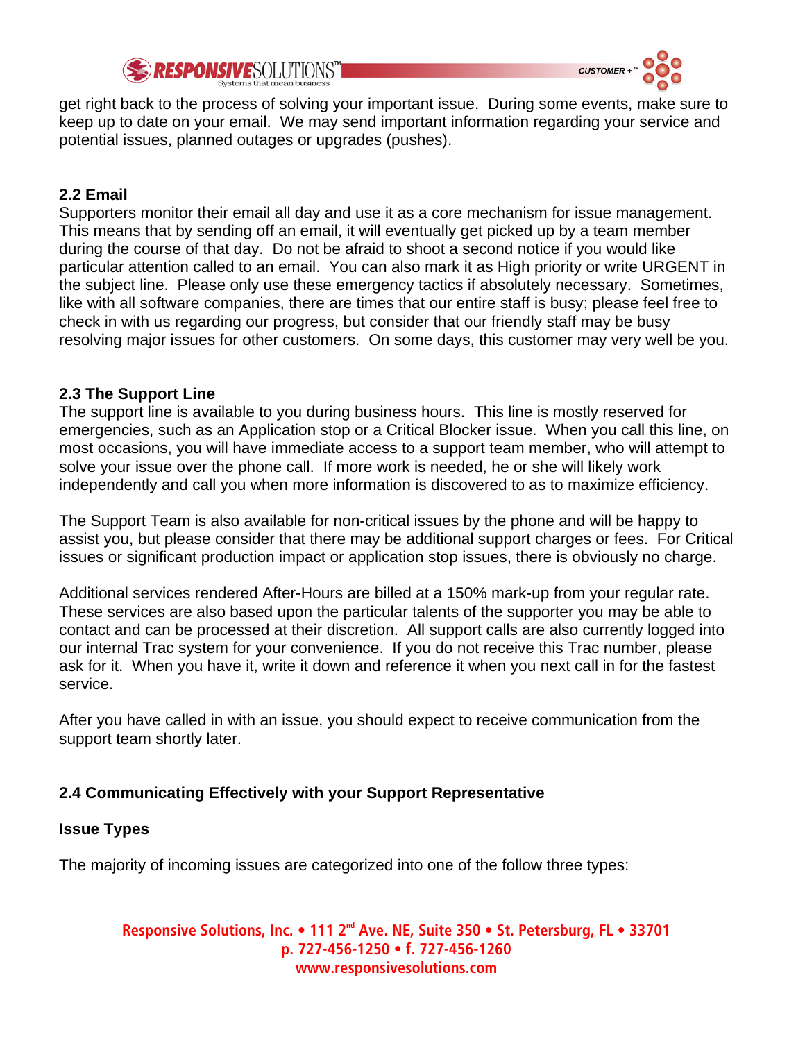get right back to the process of solving your important issue. During some events, make sure to keep up to date on your email. We may send important information regarding your service and potential issues, planned outages or upgrades (pushes).

### 2.2 Email

Supporters monitor their email all day and use it as a core mechanism for issue management. This means that by sending off an email, it will eventually get picked up by a team member during the course of that day. Do not be afraid to shoot a second notice if you would like particular attention called to an email. You can also mark it as High priority or write URGENT in the subject line. Please only use these emergency tactics if absolutely necessary. Sometimes, like with all software companies, there are times that our entire staff is busy; please feel free to check in with us regarding our progress, but consider that our friendly staff may be busy resolving major issues for other customers. On some days, this customer may very well be you.

### 2.3 The Support Line

The support line is available to you during business hours. This line is mostly reserved for emergencies, such as an Application stop or a Critical Blocker issue. When you call this line, on most occasions, you will have immediate access to a support team member, who will attempt to solve your issue over the phone call. If more work is needed, he or she will likely work independently and call you when more information is discovered to as to maximize efficiency.

The Support Team is also available for non-critical issues by the phone and will be happy to assist you, but please consider that there may be additional support charges or fees. For Critical issues or significant production impact or application stop issues, there is obviously no charge.

Additional services rendered After-Hours are billed at a 150% mark-up from your regular rate. These services are also based upon the particular talents of the supporter you may be able to contact and can be processed at their discretion. All support calls are also currently logged into our internal Trac system for your convenience. If you do not receive this Trac number, please ask for it. When you have it, write it down and reference it when you next call in for the fastest service.

After you have called in with an issue, you should expect to receive communication from the support team shortly later.

### 2.4 Communicating Effectively with your Support Representative

**Issue Types**

The majority of incoming issues are categorized into one of the follow three types: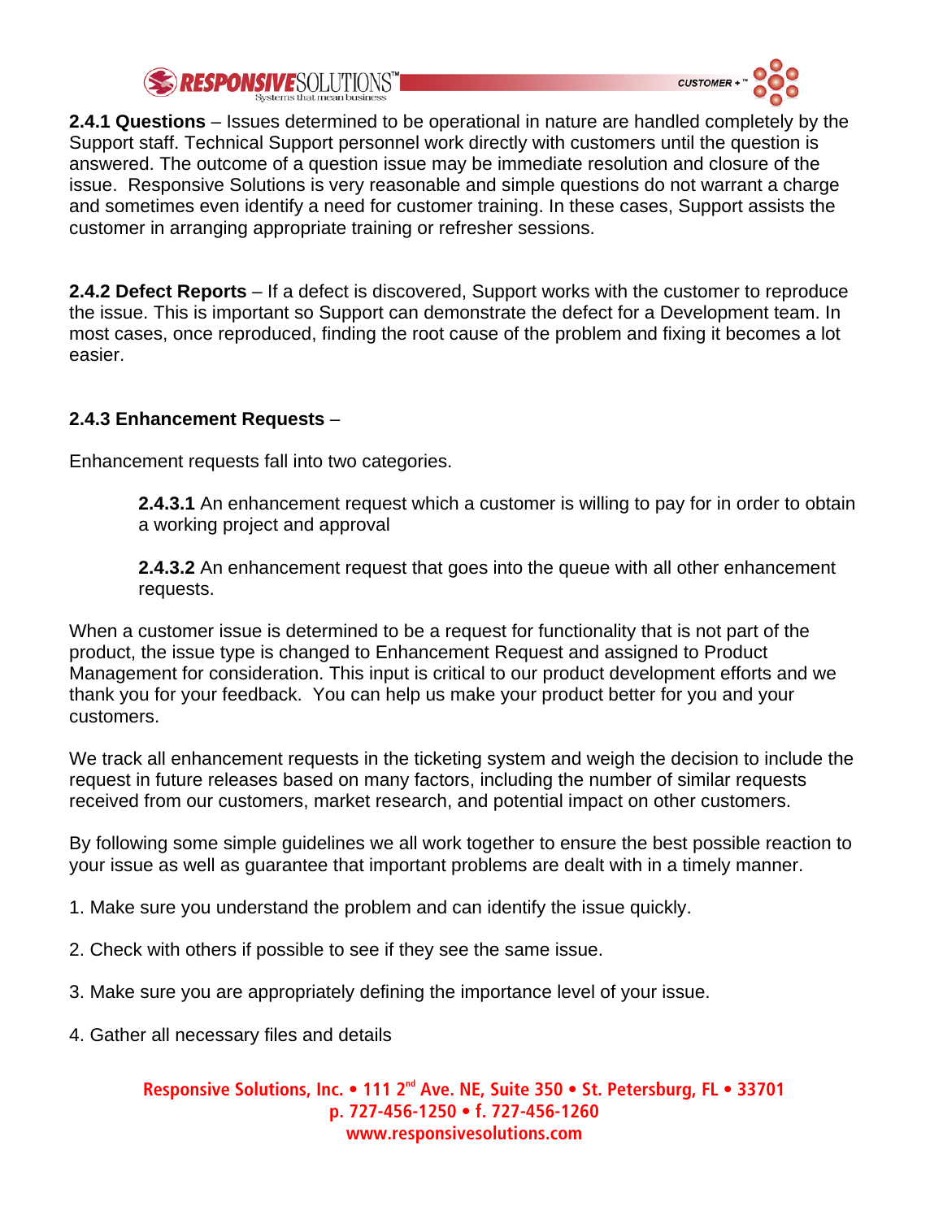**2.4.1 Questions** – Issues determined to be operational in nature are handled completely by the Support staff. Technical Support personnel work directly with customers until the question is answered. The outcome of a question issue may be immediate resolution and closure of the issue. Responsive Solutions is very reasonable and simple questions do not warrant a charge and sometimes even identify a need for customer training. In these cases, Support assists the customer in arranging appropriate training or refresher sessions.

**2.4.2 Defect Reports** – If a defect is discovered, Support works with the customer to reproduce the issue. This is important so Support can demonstrate the defect for a Development team. In most cases, once reproduced, finding the root cause of the problem and fixing it becomes a lot easier.

**2.4.3 Enhancement Requests** –

Enhancement requests fall into two categories.

> **2.4.3.1** An enhancement request which a customer is willing to pay for in order to obtain a working project and approval
>
> **2.4.3.2** An enhancement request that goes into the queue with all other enhancement requests.

When a customer issue is determined to be a request for functionality that is not part of the product, the issue type is changed to Enhancement Request and assigned to Product Management for consideration. This input is critical to our product development efforts and we thank you for your feedback. You can help us make your product better for you and your customers.

We track all enhancement requests in the ticketing system and weigh the decision to include the request in future releases based on many factors, including the number of similar requests received from our customers, market research, and potential impact on other customers.

By following some simple guidelines we all work together to ensure the best possible reaction to your issue as well as guarantee that important problems are dealt with in a timely manner.

1. Make sure you understand the problem and can identify the issue quickly.

2. Check with others if possible to see if they see the same issue.

3. Make sure you are appropriately defining the importance level of your issue.

4. Gather all necessary files and details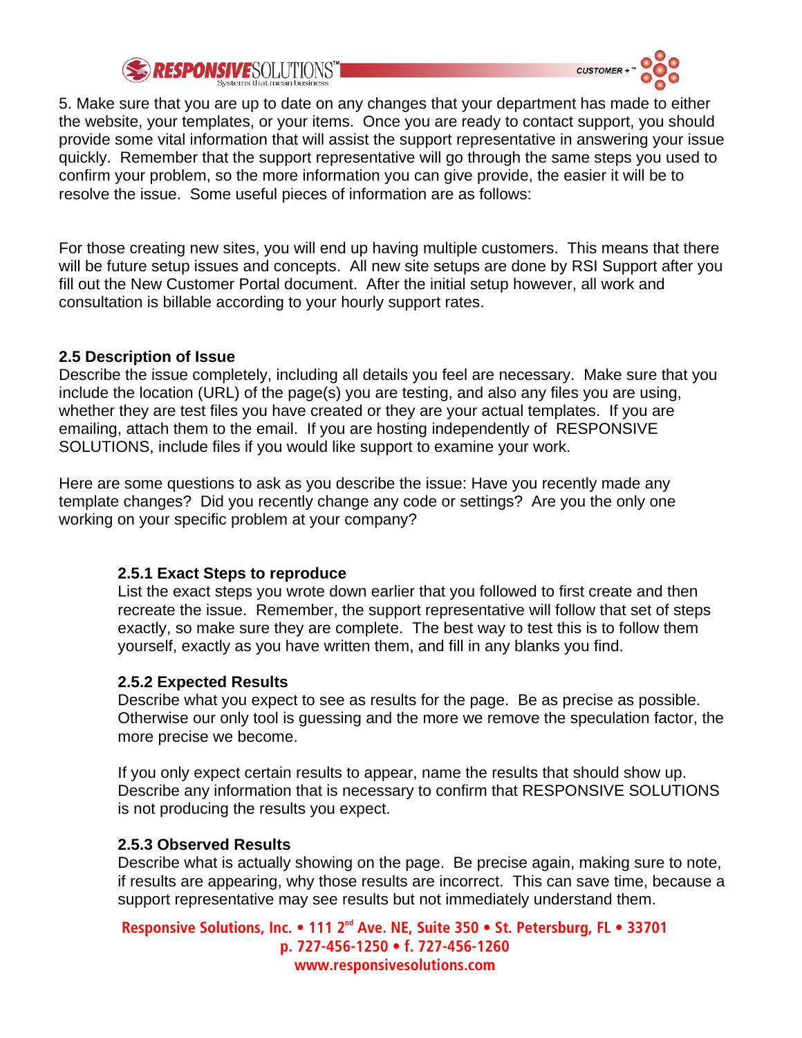5. Make sure that you are up to date on any changes that your department has made to either the website, your templates, or your items. Once you are ready to contact support, you should provide some vital information that will assist the support representative in answering your issue quickly. Remember that the support representative will go through the same steps you used to confirm your problem, so the more information you can give provide, the easier it will be to resolve the issue. Some useful pieces of information are as follows:

For those creating new sites, you will end up having multiple customers. This means that there will be future setup issues and concepts. All new site setups are done by RSI Support after you fill out the New Customer Portal document. After the initial setup however, all work and consultation is billable according to your hourly support rates.

### 2.5 Description of Issue

Describe the issue completely, including all details you feel are necessary. Make sure that you include the location (URL) of the page(s) you are testing, and also any files you are using, whether they are test files you have created or they are your actual templates. If you are emailing, attach them to the email. If you are hosting independently of RESPONSIVE SOLUTIONS, include files if you would like support to examine your work.

Here are some questions to ask as you describe the issue: Have you recently made any template changes? Did you recently change any code or settings? Are you the only one working on your specific problem at your company?

#### 2.5.1 Exact Steps to reproduce

List the exact steps you wrote down earlier that you followed to first create and then recreate the issue. Remember, the support representative will follow that set of steps exactly, so make sure they are complete. The best way to test this is to follow them yourself, exactly as you have written them, and fill in any blanks you find.

#### 2.5.2 Expected Results

Describe what you expect to see as results for the page. Be as precise as possible. Otherwise our only tool is guessing and the more we remove the speculation factor, the more precise we become.

If you only expect certain results to appear, name the results that should show up. Describe any information that is necessary to confirm that RESPONSIVE SOLUTIONS is not producing the results you expect.

#### 2.5.3 Observed Results

Describe what is actually showing on the page. Be precise again, making sure to note, if results are appearing, why those results are incorrect. This can save time, because a support representative may see results but not immediately understand them.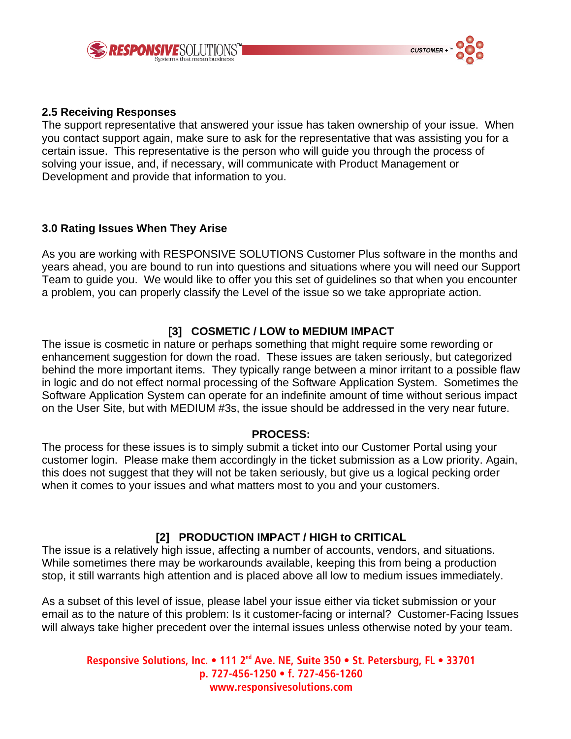### 2.5 Receiving Responses

The support representative that answered your issue has taken ownership of your issue. When you contact support again, make sure to ask for the representative that was assisting you for a certain issue. This representative is the person who will guide you through the process of solving your issue, and, if necessary, will communicate with Product Management or Development and provide that information to you.

## 3.0 Rating Issues When They Arise

As you are working with RESPONSIVE SOLUTIONS Customer Plus software in the months and years ahead, you are bound to run into questions and situations where you will need our Support Team to guide you. We would like to offer you this set of guidelines so that when you encounter a problem, you can properly classify the Level of the issue so we take appropriate action.

### [3] COSMETIC / LOW to MEDIUM IMPACT

The issue is cosmetic in nature or perhaps something that might require some rewording or enhancement suggestion for down the road. These issues are taken seriously, but categorized behind the more important items. They typically range between a minor irritant to a possible flaw in logic and do not effect normal processing of the Software Application System. Sometimes the Software Application System can operate for an indefinite amount of time without serious impact on the User Site, but with MEDIUM #3s, the issue should be addressed in the very near future.

**PROCESS:**

The process for these issues is to simply submit a ticket into our Customer Portal using your customer login. Please make them accordingly in the ticket submission as a Low priority. Again, this does not suggest that they will not be taken seriously, but give us a logical pecking order when it comes to your issues and what matters most to you and your customers.

### [2] PRODUCTION IMPACT / HIGH to CRITICAL

The issue is a relatively high issue, affecting a number of accounts, vendors, and situations. While sometimes there may be workarounds available, keeping this from being a production stop, it still warrants high attention and is placed above all low to medium issues immediately.

As a subset of this level of issue, please label your issue either via ticket submission or your email as to the nature of this problem: Is it customer-facing or internal? Customer-Facing Issues will always take higher precedent over the internal issues unless otherwise noted by your team.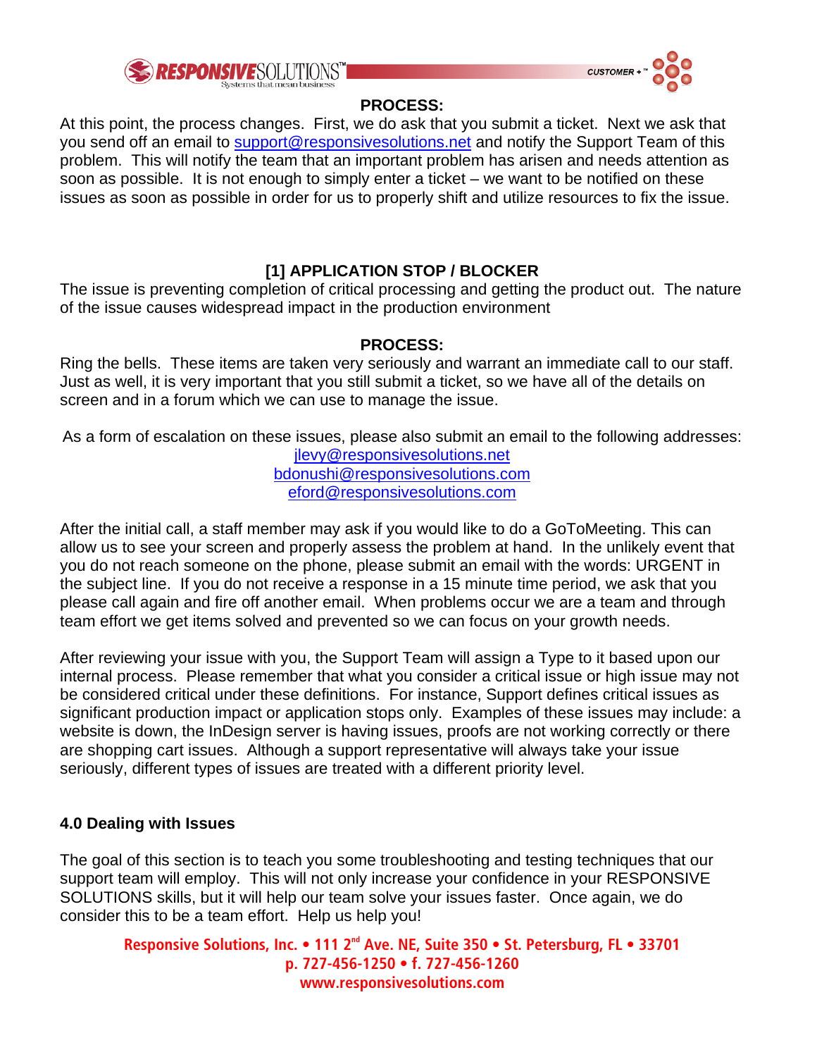**PROCESS:**

At this point, the process changes. First, we do ask that you submit a ticket. Next we ask that you send off an email to support@responsivesolutions.net and notify the Support Team of this problem. This will notify the team that an important problem has arisen and needs attention as soon as possible. It is not enough to simply enter a ticket – we want to be notified on these issues as soon as possible in order for us to properly shift and utilize resources to fix the issue.

**[1] APPLICATION STOP / BLOCKER**

The issue is preventing completion of critical processing and getting the product out. The nature of the issue causes widespread impact in the production environment

**PROCESS:**

Ring the bells. These items are taken very seriously and warrant an immediate call to our staff. Just as well, it is very important that you still submit a ticket, so we have all of the details on screen and in a forum which we can use to manage the issue.

As a form of escalation on these issues, please also submit an email to the following addresses:

jlevy@responsivesolutions.net
bdonushi@responsivesolutions.com
eford@responsivesolutions.com

After the initial call, a staff member may ask if you would like to do a GoToMeeting. This can allow us to see your screen and properly assess the problem at hand. In the unlikely event that you do not reach someone on the phone, please submit an email with the words: URGENT in the subject line. If you do not receive a response in a 15 minute time period, we ask that you please call again and fire off another email. When problems occur we are a team and through team effort we get items solved and prevented so we can focus on your growth needs.

After reviewing your issue with you, the Support Team will assign a Type to it based upon our internal process. Please remember that what you consider a critical issue or high issue may not be considered critical under these definitions. For instance, Support defines critical issues as significant production impact or application stops only. Examples of these issues may include: a website is down, the InDesign server is having issues, proofs are not working correctly or there are shopping cart issues. Although a support representative will always take your issue seriously, different types of issues are treated with a different priority level.

### 4.0 Dealing with Issues

The goal of this section is to teach you some troubleshooting and testing techniques that our support team will employ. This will not only increase your confidence in your RESPONSIVE SOLUTIONS skills, but it will help our team solve your issues faster. Once again, we do consider this to be a team effort. Help us help you!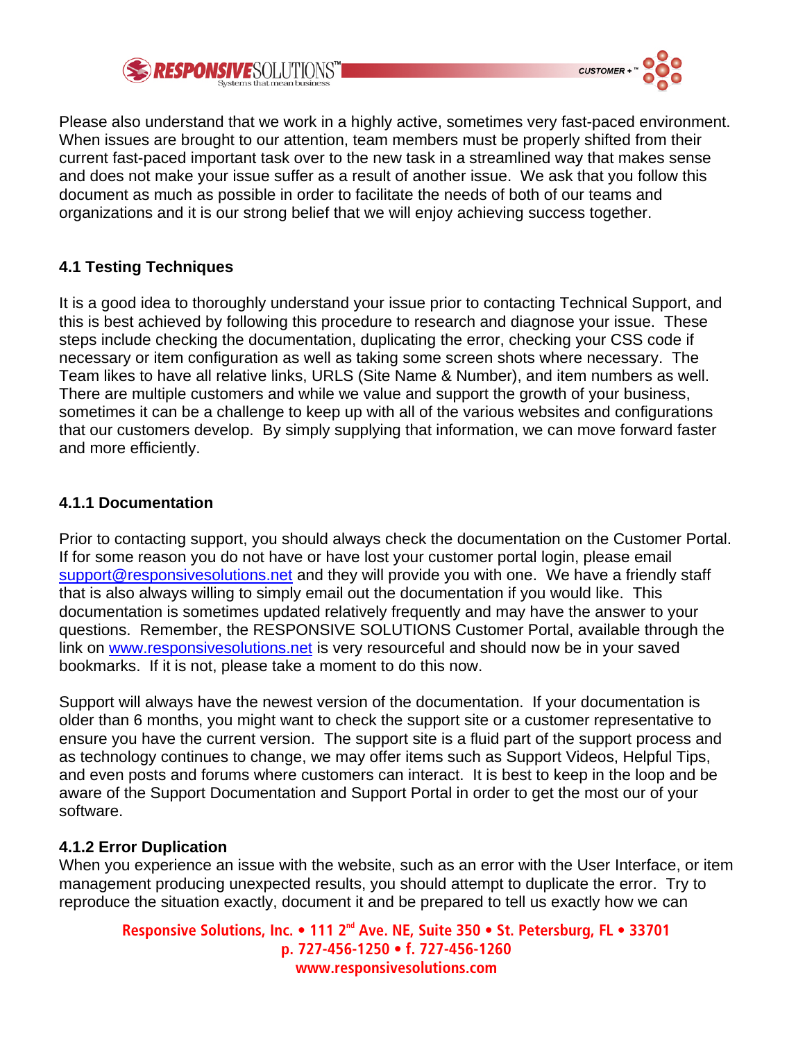Please also understand that we work in a highly active, sometimes very fast-paced environment. When issues are brought to our attention, team members must be properly shifted from their current fast-paced important task over to the new task in a streamlined way that makes sense and does not make your issue suffer as a result of another issue. We ask that you follow this document as much as possible in order to facilitate the needs of both of our teams and organizations and it is our strong belief that we will enjoy achieving success together.

### 4.1 Testing Techniques

It is a good idea to thoroughly understand your issue prior to contacting Technical Support, and this is best achieved by following this procedure to research and diagnose your issue. These steps include checking the documentation, duplicating the error, checking your CSS code if necessary or item configuration as well as taking some screen shots where necessary. The Team likes to have all relative links, URLS (Site Name & Number), and item numbers as well. There are multiple customers and while we value and support the growth of your business, sometimes it can be a challenge to keep up with all of the various websites and configurations that our customers develop. By simply supplying that information, we can move forward faster and more efficiently.

#### 4.1.1 Documentation

Prior to contacting support, you should always check the documentation on the Customer Portal. If for some reason you do not have or have lost your customer portal login, please email support@responsivesolutions.net and they will provide you with one. We have a friendly staff that is also always willing to simply email out the documentation if you would like. This documentation is sometimes updated relatively frequently and may have the answer to your questions. Remember, the RESPONSIVE SOLUTIONS Customer Portal, available through the link on www.responsivesolutions.net is very resourceful and should now be in your saved bookmarks. If it is not, please take a moment to do this now.

Support will always have the newest version of the documentation. If your documentation is older than 6 months, you might want to check the support site or a customer representative to ensure you have the current version. The support site is a fluid part of the support process and as technology continues to change, we may offer items such as Support Videos, Helpful Tips, and even posts and forums where customers can interact. It is best to keep in the loop and be aware of the Support Documentation and Support Portal in order to get the most our of your software.

#### 4.1.2 Error Duplication

When you experience an issue with the website, such as an error with the User Interface, or item management producing unexpected results, you should attempt to duplicate the error. Try to reproduce the situation exactly, document it and be prepared to tell us exactly how we can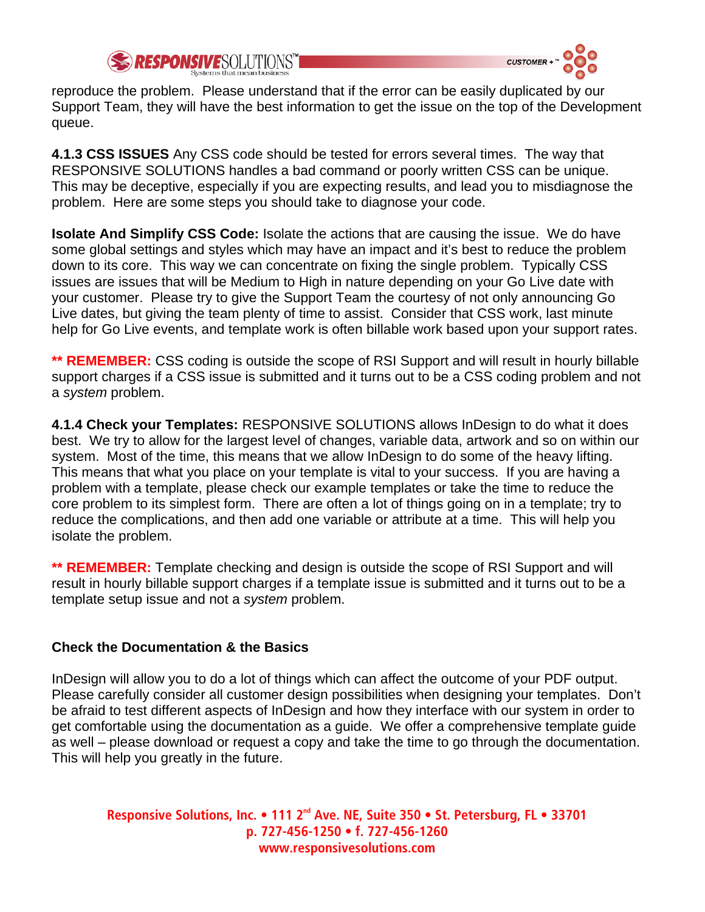reproduce the problem. Please understand that if the error can be easily duplicated by our Support Team, they will have the best information to get the issue on the top of the Development queue.

**4.1.3 CSS ISSUES** Any CSS code should be tested for errors several times. The way that RESPONSIVE SOLUTIONS handles a bad command or poorly written CSS can be unique. This may be deceptive, especially if you are expecting results, and lead you to misdiagnose the problem. Here are some steps you should take to diagnose your code.

**Isolate And Simplify CSS Code:** Isolate the actions that are causing the issue. We do have some global settings and styles which may have an impact and it's best to reduce the problem down to its core. This way we can concentrate on fixing the single problem. Typically CSS issues are issues that will be Medium to High in nature depending on your Go Live date with your customer. Please try to give the Support Team the courtesy of not only announcing Go Live dates, but giving the team plenty of time to assist. Consider that CSS work, last minute help for Go Live events, and template work is often billable work based upon your support rates.

**\*\* REMEMBER:** CSS coding is outside the scope of RSI Support and will result in hourly billable support charges if a CSS issue is submitted and it turns out to be a CSS coding problem and not a *system* problem.

**4.1.4 Check your Templates:** RESPONSIVE SOLUTIONS allows InDesign to do what it does best. We try to allow for the largest level of changes, variable data, artwork and so on within our system. Most of the time, this means that we allow InDesign to do some of the heavy lifting. This means that what you place on your template is vital to your success. If you are having a problem with a template, please check our example templates or take the time to reduce the core problem to its simplest form. There are often a lot of things going on in a template; try to reduce the complications, and then add one variable or attribute at a time. This will help you isolate the problem.

**\*\* REMEMBER:** Template checking and design is outside the scope of RSI Support and will result in hourly billable support charges if a template issue is submitted and it turns out to be a template setup issue and not a *system* problem.

**Check the Documentation & the Basics**

InDesign will allow you to do a lot of things which can affect the outcome of your PDF output. Please carefully consider all customer design possibilities when designing your templates. Don't be afraid to test different aspects of InDesign and how they interface with our system in order to get comfortable using the documentation as a guide. We offer a comprehensive template guide as well – please download or request a copy and take the time to go through the documentation. This will help you greatly in the future.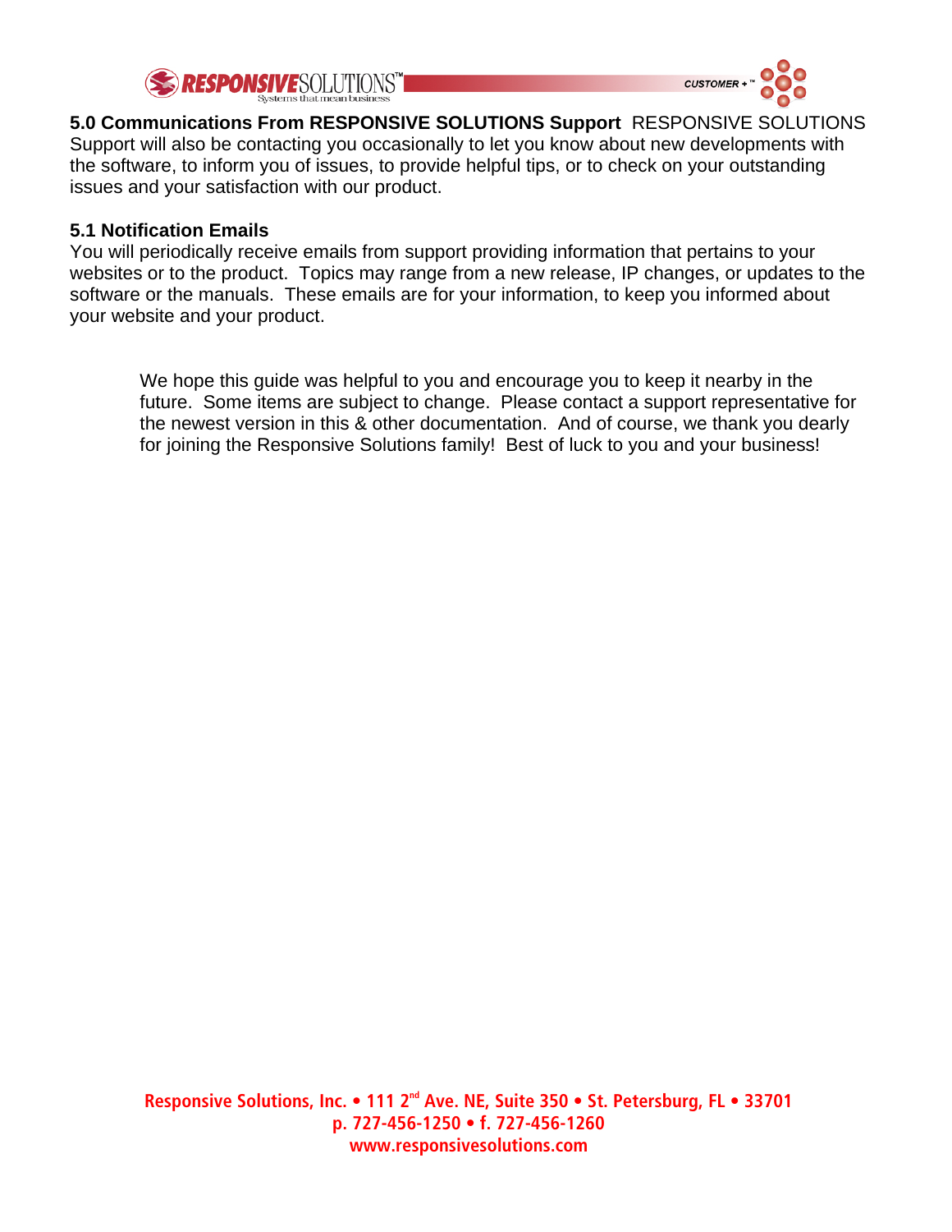**5.0 Communications From RESPONSIVE SOLUTIONS Support** RESPONSIVE SOLUTIONS Support will also be contacting you occasionally to let you know about new developments with the software, to inform you of issues, to provide helpful tips, or to check on your outstanding issues and your satisfaction with our product.

### 5.1 Notification Emails

You will periodically receive emails from support providing information that pertains to your websites or to the product. Topics may range from a new release, IP changes, or updates to the software or the manuals. These emails are for your information, to keep you informed about your website and your product.

We hope this guide was helpful to you and encourage you to keep it nearby in the future. Some items are subject to change. Please contact a support representative for the newest version in this & other documentation. And of course, we thank you dearly for joining the Responsive Solutions family! Best of luck to you and your business!